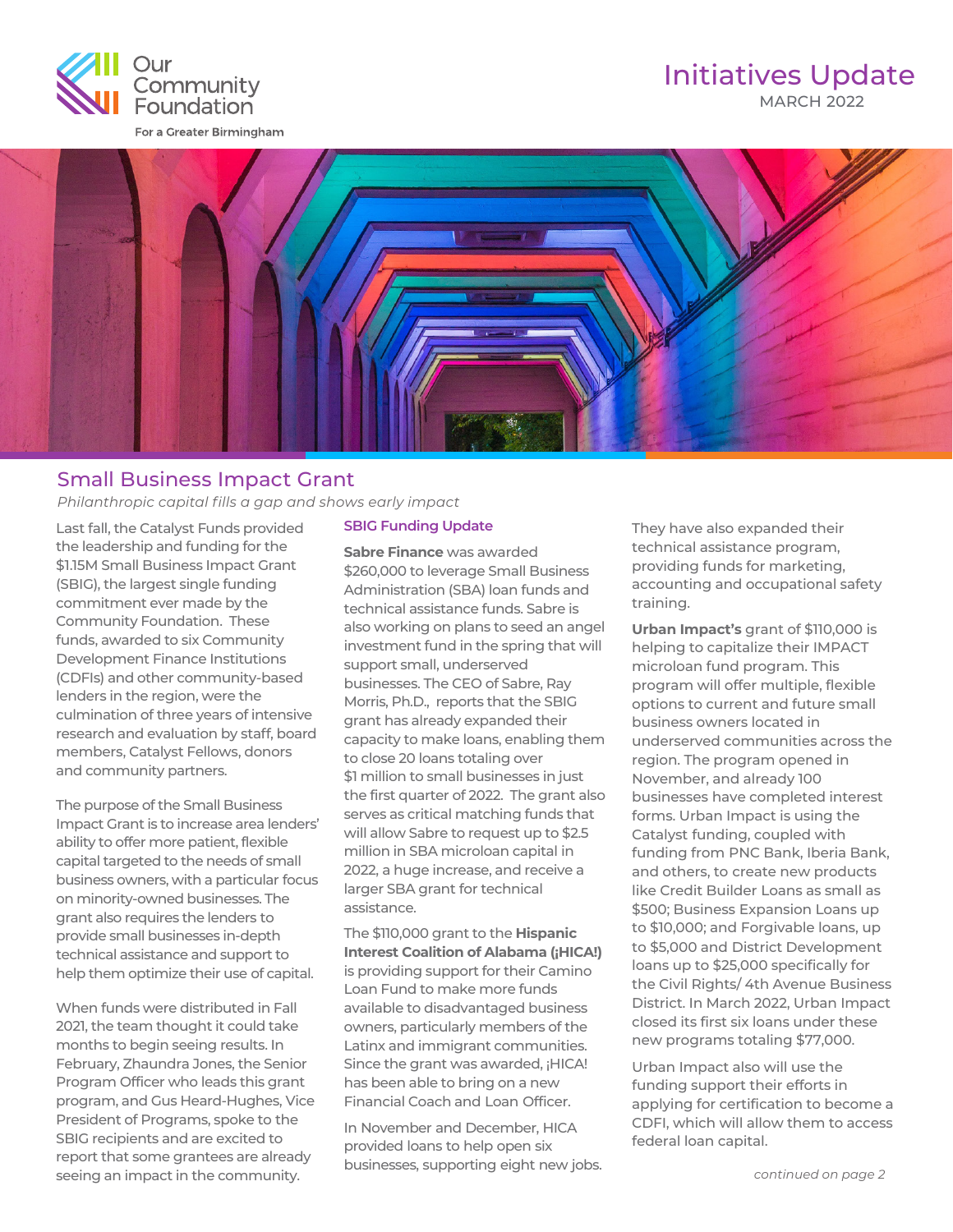Our Community Foundation

For a Greater Birmingham

# Initiatives Update

MARCH 2022

## Small Business Impact Grant

*Philanthropic capital fills a gap and shows early impact*

Last fall, the Catalyst Funds provided the leadership and funding for the $1.15M Small Business Impact Grant (SBIG), the largest single funding commitment ever made by the Community Foundation. These funds, awarded to six Community Development Finance Institutions (CDFIs) and other community-based lenders in the region, were the culmination of three years of intensive research and evaluation by staff, board members, Catalyst Fellows, donors and community partners.

The purpose of the Small Business Impact Grant is to increase area lenders' ability to offer more patient, flexible capital targeted to the needs of small business owners, with a particular focus on minority-owned businesses. The grant also requires the lenders to provide small businesses in-depth technical assistance and support to help them optimize their use of capital.

When funds were distributed in Fall 2021, the team thought it could take months to begin seeing results. In February, Zhaundra Jones, the Senior Program Officer who leads this grant program, and Gus Heard-Hughes, Vice President of Programs, spoke to the SBIG recipients and are excited to report that some grantees are already seeing an impact in the community.

### SBIG Funding Update

**Sabre Finance** was awarded $260,000 to leverage Small Business Administration (SBA) loan funds and technical assistance funds. Sabre is also working on plans to seed an angel investment fund in the spring that will support small, underserved businesses. The CEO of Sabre, Ray Morris, Ph.D., reports that the SBIG grant has already expanded their capacity to make loans, enabling them to close 20 loans totaling over $1 million to small businesses in just the first quarter of 2022. The grant also serves as critical matching funds that will allow Sabre to request up to $2.5 million in SBA microloan capital in 2022, a huge increase, and receive a larger SBA grant for technical assistance.

The $110,000 grant to the **Hispanic Interest Coalition of Alabama (¡HICA!)** is providing support for their Camino Loan Fund to make more funds available to disadvantaged business owners, particularly members of the Latinx and immigrant communities. Since the grant was awarded, ¡HICA! has been able to bring on a new Financial Coach and Loan Officer.

In November and December, HICA provided loans to help open six businesses, supporting eight new jobs. They have also expanded their technical assistance program, providing funds for marketing, accounting and occupational safety training.

**Urban Impact's** grant of $110,000 is helping to capitalize their IMPACT microloan fund program. This program will offer multiple, flexible options to current and future small business owners located in underserved communities across the region. The program opened in November, and already 100 businesses have completed interest forms. Urban Impact is using the Catalyst funding, coupled with funding from PNC Bank, Iberia Bank, and others, to create new products like Credit Builder Loans as small as $500; Business Expansion Loans up to $10,000; and Forgivable loans, up to $5,000 and District Development loans up to $25,000 specifically for the Civil Rights/ 4th Avenue Business District. In March 2022, Urban Impact closed its first six loans under these new programs totaling $77,000.

Urban Impact also will use the funding support their efforts in applying for certification to become a CDFI, which will allow them to access federal loan capital.

*continued on page 2*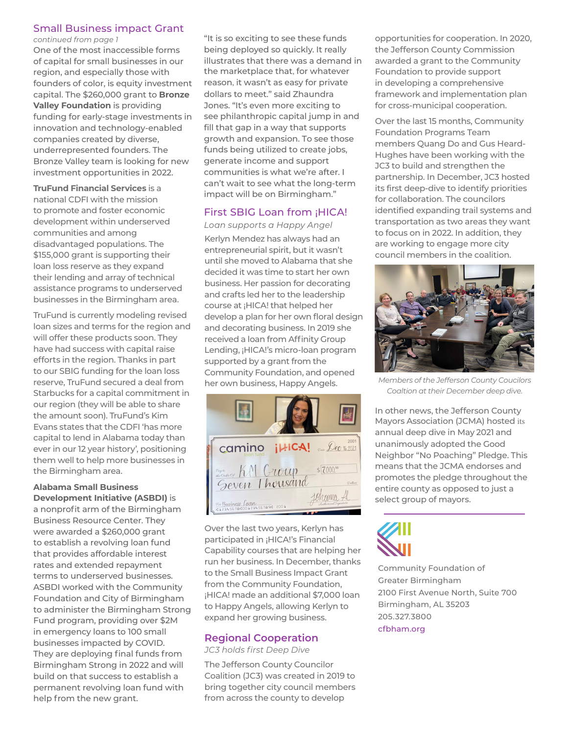## Small Business impact Grant

*continued from page 1*

One of the most inaccessible forms of capital for small businesses in our region, and especially those with founders of color, is equity investment capital. The $260,000 grant to **Bronze Valley Foundation** is providing funding for early-stage investments in innovation and technology-enabled companies created by diverse, underrepresented founders. The Bronze Valley team is looking for new investment opportunities in 2022.

**TruFund Financial Services** is a national CDFI with the mission to promote and foster economic development within underserved communities and among disadvantaged populations. The $155,000 grant is supporting their loan loss reserve as they expand their lending and array of technical assistance programs to underserved businesses in the Birmingham area.

TruFund is currently modeling revised loan sizes and terms for the region and will offer these products soon. They have had success with capital raise efforts in the region. Thanks in part to our SBIG funding for the loan loss reserve, TruFund secured a deal from Starbucks for a capital commitment in our region (they will be able to share the amount soon). TruFund's Kim Evans states that the CDFI 'has more capital to lend in Alabama today than ever in our 12 year history', positioning them well to help more businesses in the Birmingham area.

**Alabama Small Business Development Initiative (ASBDI)** is a nonprofit arm of the Birmingham Business Resource Center. They were awarded a $260,000 grant to establish a revolving loan fund that provides affordable interest rates and extended repayment terms to underserved businesses. ASBDI worked with the Community Foundation and City of Birmingham to administer the Birmingham Strong Fund program, providing over $2M in emergency loans to 100 small businesses impacted by COVID. They are deploying final funds from Birmingham Strong in 2022 and will build on that success to establish a permanent revolving loan fund with help from the new grant.

"It is so exciting to see these funds being deployed so quickly. It really illustrates that there was a demand in the marketplace that, for whatever reason, it wasn't as easy for private dollars to meet." said Zhaundra Jones. "It's even more exciting to see philanthropic capital jump in and fill that gap in a way that supports growth and expansion. To see those funds being utilized to create jobs, generate income and support communities is what we're after. I can't wait to see what the long-term impact will be on Birmingham."

## First SBIG Loan from ¡HICA!

*Loan supports a Happy Angel*

Kerlyn Mendez has always had an entrepreneurial spirit, but it wasn't until she moved to Alabama that she decided it was time to start her own business. Her passion for decorating and crafts led her to the leadership course at ¡HICA! that helped her develop a plan for her own floral design and decorating business. In 2019 she received a loan from Affinity Group Lending, ¡HICA!'s micro-loan program supported by a grant from the Community Foundation, and opened her own business, Happy Angels.

Over the last two years, Kerlyn has participated in ¡HICA!'s Financial Capability courses that are helping her run her business. In December, thanks to the Small Business Impact Grant from the Community Foundation, ¡HICA! made an additional $7,000 loan to Happy Angels, allowing Kerlyn to expand her growing business.

## Regional Cooperation

*JC3 holds first Deep Dive*

The Jefferson County Councilor Coalition (JC3) was created in 2019 to bring together city council members from across the county to develop opportunities for cooperation. In 2020, the Jefferson County Commission awarded a grant to the Community Foundation to provide support in developing a comprehensive framework and implementation plan for cross-municipal cooperation.

Over the last 15 months, Community Foundation Programs Team members Quang Do and Gus Heard-Hughes have been working with the JC3 to build and strengthen the partnership. In December, JC3 hosted its first deep-dive to identify priorities for collaboration. The councilors identified expanding trail systems and transportation as two areas they want to focus on in 2022. In addition, they are working to engage more city council members in the coalition.

*Members of the Jefferson County Coucilors Coaltion at their December deep dive.*

In other news, the Jefferson County Mayors Association (JCMA) hosted its annual deep dive in May 2021 and unanimously adopted the Good Neighbor "No Poaching" Pledge. This means that the JCMA endorses and promotes the pledge throughout the entire county as opposed to just a select group of mayors.

Community Foundation of Greater Birmingham
2100 First Avenue North, Suite 700
Birmingham, AL 35203
205.327.3800
cfbham.org